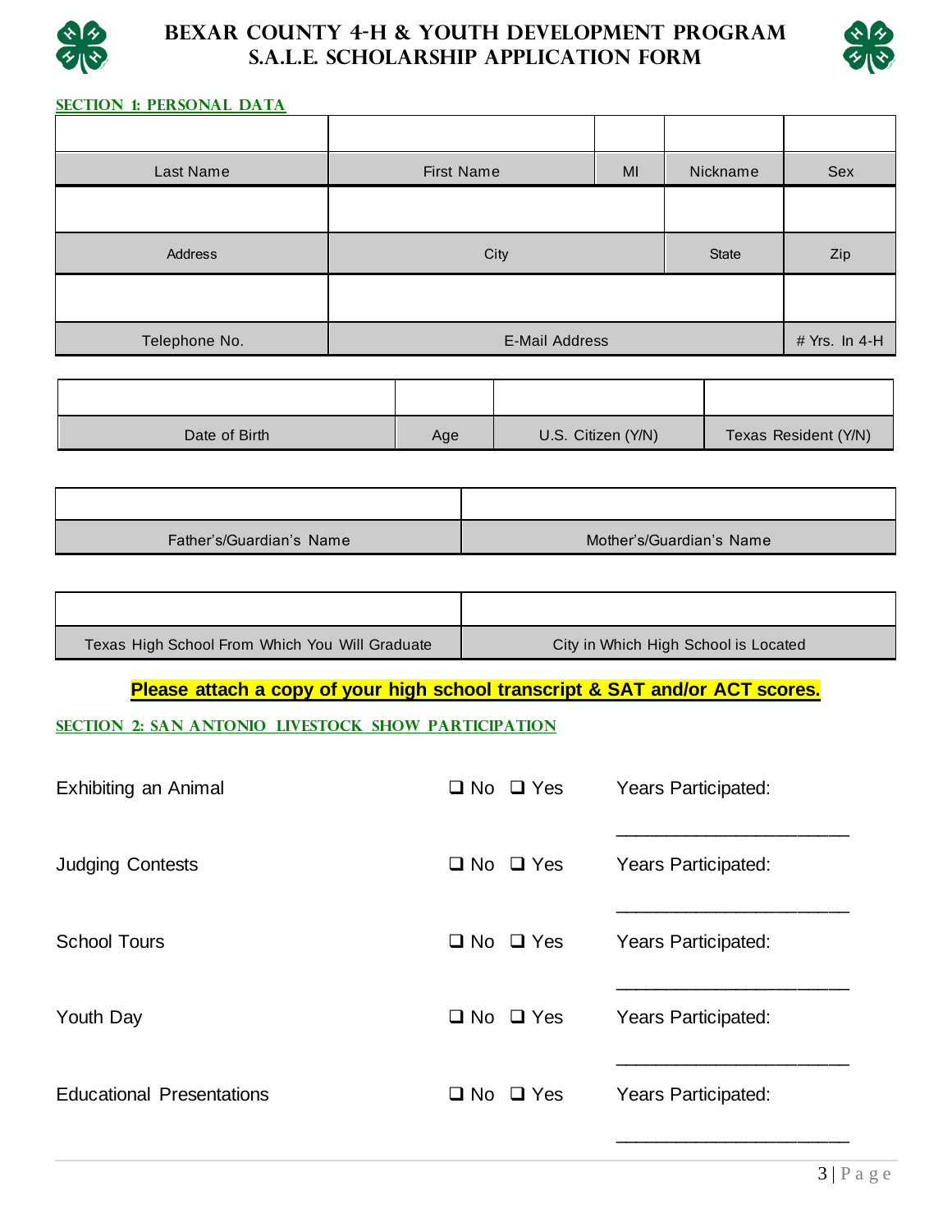# BEXAR COUNTY 4-H & YOUTH DEVELOPMENT PROGRAM
# S.A.L.E. SCHOLARSHIP APPLICATION FORM

## SECTION 1: PERSONAL DATA

| Last Name | First Name | MI | Nickname | Sex |
|---|---|---|---|---|
| | | | | |

| Address | City | State | Zip |
|---|---|---|---|
| | | | |

| Telephone No. | E-Mail Address | # Yrs. In 4-H |
|---|---|---|
| | | |

| Date of Birth | Age | U.S. Citizen (Y/N) | Texas Resident (Y/N) |
|---|---|---|---|
| | | | |

| Father's/Guardian's Name | Mother's/Guardian's Name |
|---|---|
| | |

| Texas High School From Which You Will Graduate | City in Which High School is Located |
|---|---|
| | |

**Please attach a copy of your high school transcript & SAT and/or ACT scores.**

## SECTION 2: SAN ANTONIO LIVESTOCK SHOW PARTICIPATION

| | | |
|---|---|---|
| Exhibiting an Animal | ❑ No ❑ Yes | Years Participated: _______________________ |
| Judging Contests | ❑ No ❑ Yes | Years Participated: _______________________ |
| School Tours | ❑ No ❑ Yes | Years Participated: _______________________ |
| Youth Day | ❑ No ❑ Yes | Years Participated: _______________________ |
| Educational Presentations | ❑ No ❑ Yes | Years Participated: _______________________ |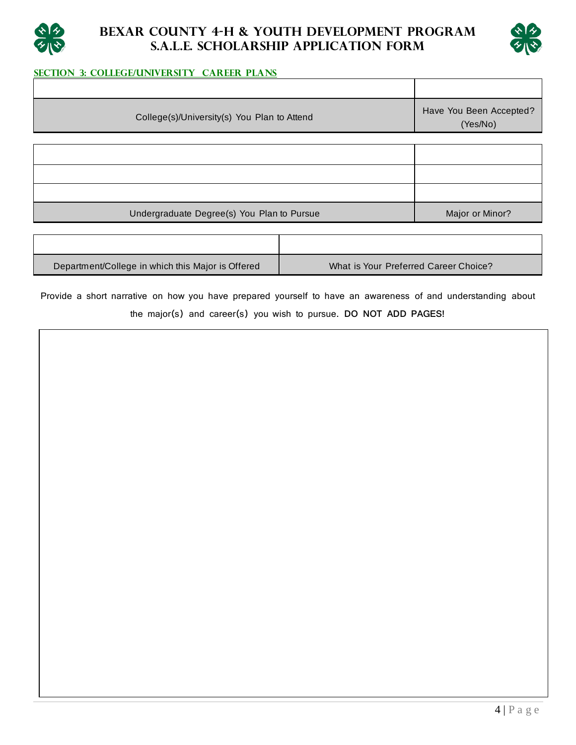# Bexar County 4-H & Youth Development Program
# S.A.L.E. Scholarship Application Form

## SECTION 3: COLLEGE/UNIVERSITY CAREER PLANS

| | |
|---|---|
| | |
| College(s)/University(s) You Plan to Attend | Have You Been Accepted? (Yes/No) |

| | |
|---|---|
| | |
| | |
| | |
| Undergraduate Degree(s) You Plan to Pursue | Major or Minor? |

| | |
|---|---|
| | |
| Department/College in which this Major is Offered | What is Your Preferred Career Choice? |

Provide a short narrative on how you have prepared yourself to have an awareness of and understanding about the major(s) and career(s) you wish to pursue. **DO NOT ADD PAGES!**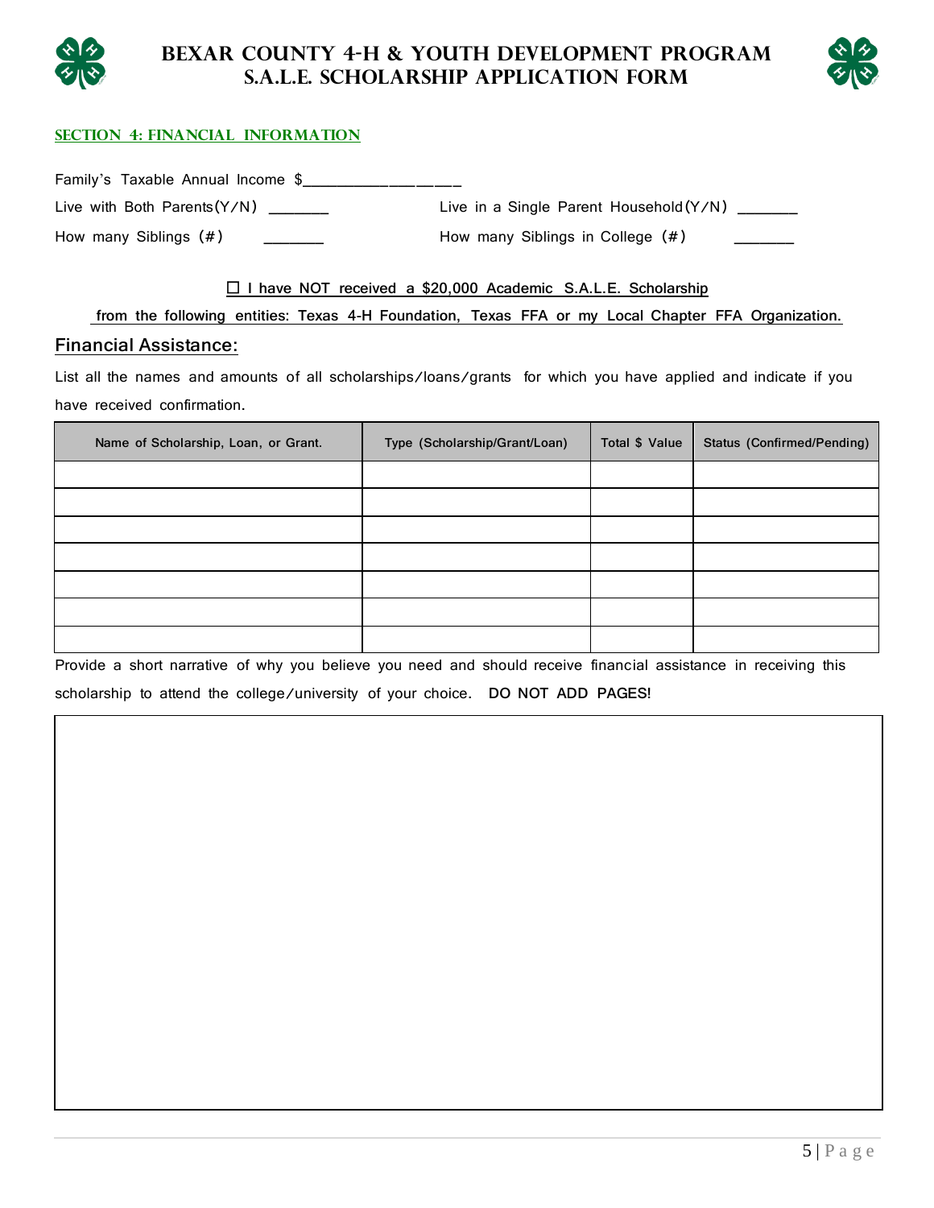# BEXAR COUNTY 4-H & YOUTH DEVELOPMENT PROGRAM
# S.A.L.E. SCHOLARSHIP APPLICATION FORM

## SECTION 4: FINANCIAL INFORMATION

Family's Taxable Annual Income $__________________

Live with Both Parents(Y/N) _______

Live in a Single Parent Household(Y/N) _______

How many Siblings (#) _______

How many Siblings in College (#) _______

☐ I have NOT received a $20,000 Academic S.A.L.E. Scholarship from the following entities: Texas 4-H Foundation, Texas FFA or my Local Chapter FFA Organization.

### Financial Assistance:

List all the names and amounts of all scholarships/loans/grants for which you have applied and indicate if you have received confirmation.

| Name of Scholarship, Loan, or Grant. | Type (Scholarship/Grant/Loan) | Total $ Value | Status (Confirmed/Pending) |
|---|---|---|---|
| | | | |
| | | | |
| | | | |
| | | | |
| | | | |
| | | | |
| | | | |

Provide a short narrative of why you believe you need and should receive financial assistance in receiving this scholarship to attend the college/university of your choice. **DO NOT ADD PAGES!**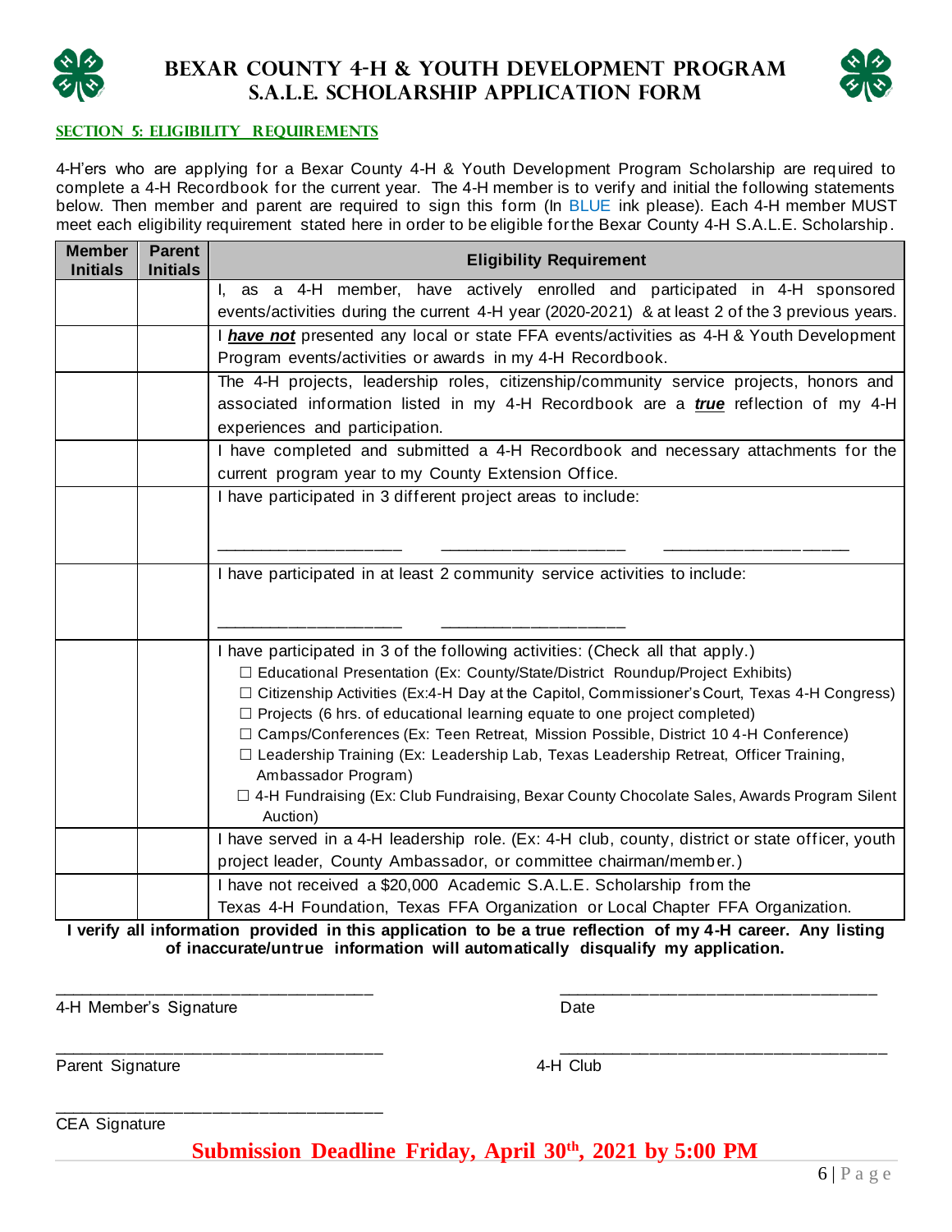# BEXAR COUNTY 4-H & YOUTH DEVELOPMENT PROGRAM S.A.L.E. SCHOLARSHIP APPLICATION FORM

## SECTION 5: ELIGIBILITY REQUIREMENTS

4-H'ers who are applying for a Bexar County 4-H & Youth Development Program Scholarship are required to complete a 4-H Recordbook for the current year. The 4-H member is to verify and initial the following statements below. Then member and parent are required to sign this form (In BLUE ink please). Each 4-H member MUST meet each eligibility requirement stated here in order to be eligible for the Bexar County 4-H S.A.L.E. Scholarship.

| Member Initials | Parent Initials | Eligibility Requirement |
|---|---|---|
| | | I, as a 4-H member, have actively enrolled and participated in 4-H sponsored events/activities during the current 4-H year (2020-2021) & at least 2 of the 3 previous years. |
| | | I ***have not*** presented any local or state FFA events/activities as 4-H & Youth Development Program events/activities or awards in my 4-H Recordbook. |
| | | The 4-H projects, leadership roles, citizenship/community service projects, honors and associated information listed in my 4-H Recordbook are a ***true*** reflection of my 4-H experiences and participation. |
| | | I have completed and submitted a 4-H Recordbook and necessary attachments for the current program year to my County Extension Office. |
| | | I have participated in 3 different project areas to include: ___________________ ___________________ ___________________ |
| | | I have participated in at least 2 community service activities to include: ___________________ ___________________ |
| | | I have participated in 3 of the following activities: (Check all that apply.)<br>☐ Educational Presentation (Ex: County/State/District Roundup/Project Exhibits)<br>☐ Citizenship Activities (Ex:4-H Day at the Capitol, Commissioner's Court, Texas 4-H Congress)<br>☐ Projects (6 hrs. of educational learning equate to one project completed)<br>☐ Camps/Conferences (Ex: Teen Retreat, Mission Possible, District 10 4-H Conference)<br>☐ Leadership Training (Ex: Leadership Lab, Texas Leadership Retreat, Officer Training, Ambassador Program)<br>☐ 4-H Fundraising (Ex: Club Fundraising, Bexar County Chocolate Sales, Awards Program Silent Auction) |
| | | I have served in a 4-H leadership role. (Ex: 4-H club, county, district or state officer, youth project leader, County Ambassador, or committee chairman/member.) |
| | | I have not received a $20,000 Academic S.A.L.E. Scholarship from the Texas 4-H Foundation, Texas FFA Organization or Local Chapter FFA Organization. |

**I verify all information provided in this application to be a true reflection of my 4-H career. Any listing of inaccurate/untrue information will automatically disqualify my application.**

___________________________________ 
4-H Member's Signature

___________________________________ 
Date

___________________________________ 
Parent Signature

___________________________________ 
4-H Club

___________________________________ 
CEA Signature

**Submission Deadline Friday, April 30th, 2021 by 5:00 PM**